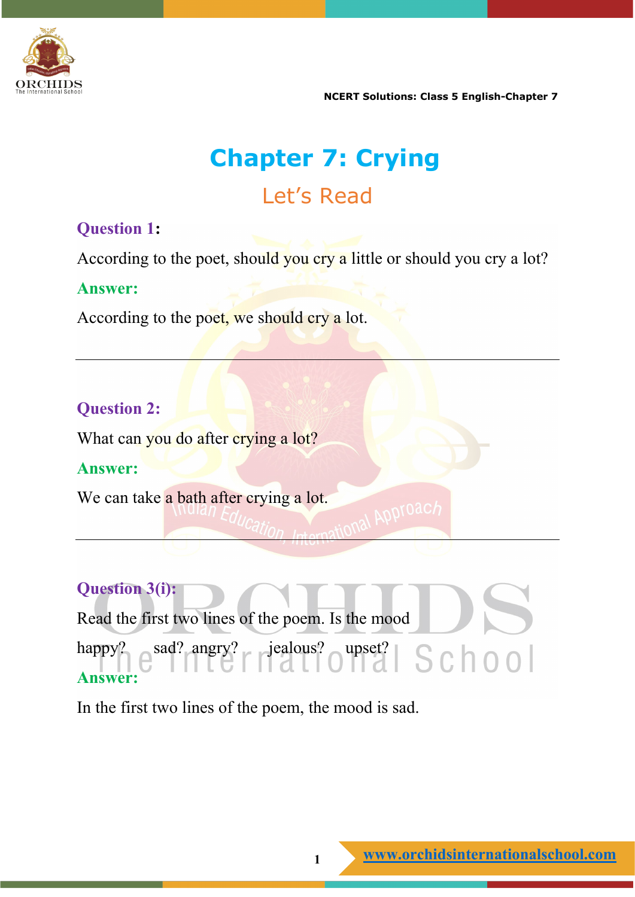# Chapter 7: Crying

## Let's Read

**Question 1:**

According to the poet, should you cry a little or should you cry a lot?

**Answer:**

According to the poet, we should cry a lot.

---

**Question 2:**

What can you do after crying a lot?

**Answer:**

We can take a bath after crying a lot.

---

**Question 3(i):**

Read the first two lines of the poem. Is the mood

happy? sad? angry? jealous? upset?

**Answer:**

In the first two lines of the poem, the mood is sad.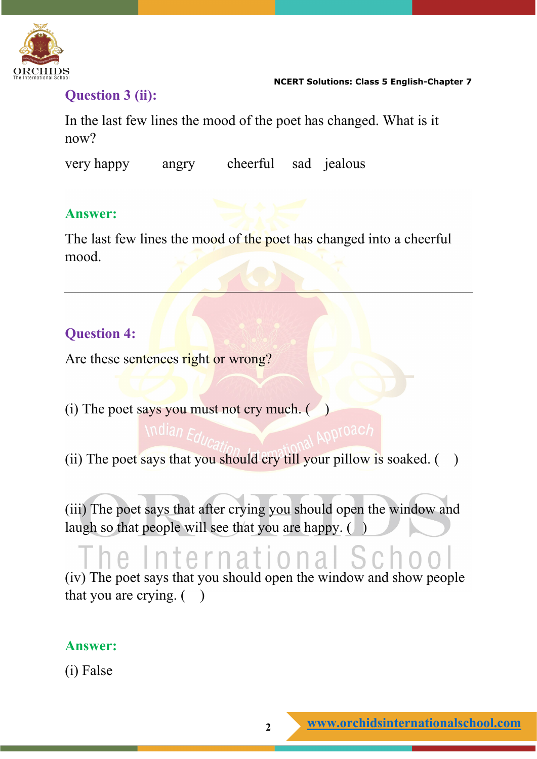### Question 3 (ii):

In the last few lines the mood of the poet has changed. What is it now?

very happy     angry     cheerful     sad     jealous

### Answer:

The last few lines the mood of the poet has changed into a cheerful mood.

---

### Question 4:

Are these sentences right or wrong?

(i) The poet says you must not cry much. (   )

(ii) The poet says that you should cry till your pillow is soaked. (   )

(iii) The poet says that after crying you should open the window and laugh so that people will see that you are happy. (   )

(iv) The poet says that you should open the window and show people that you are crying. (   )

### Answer:

(i) False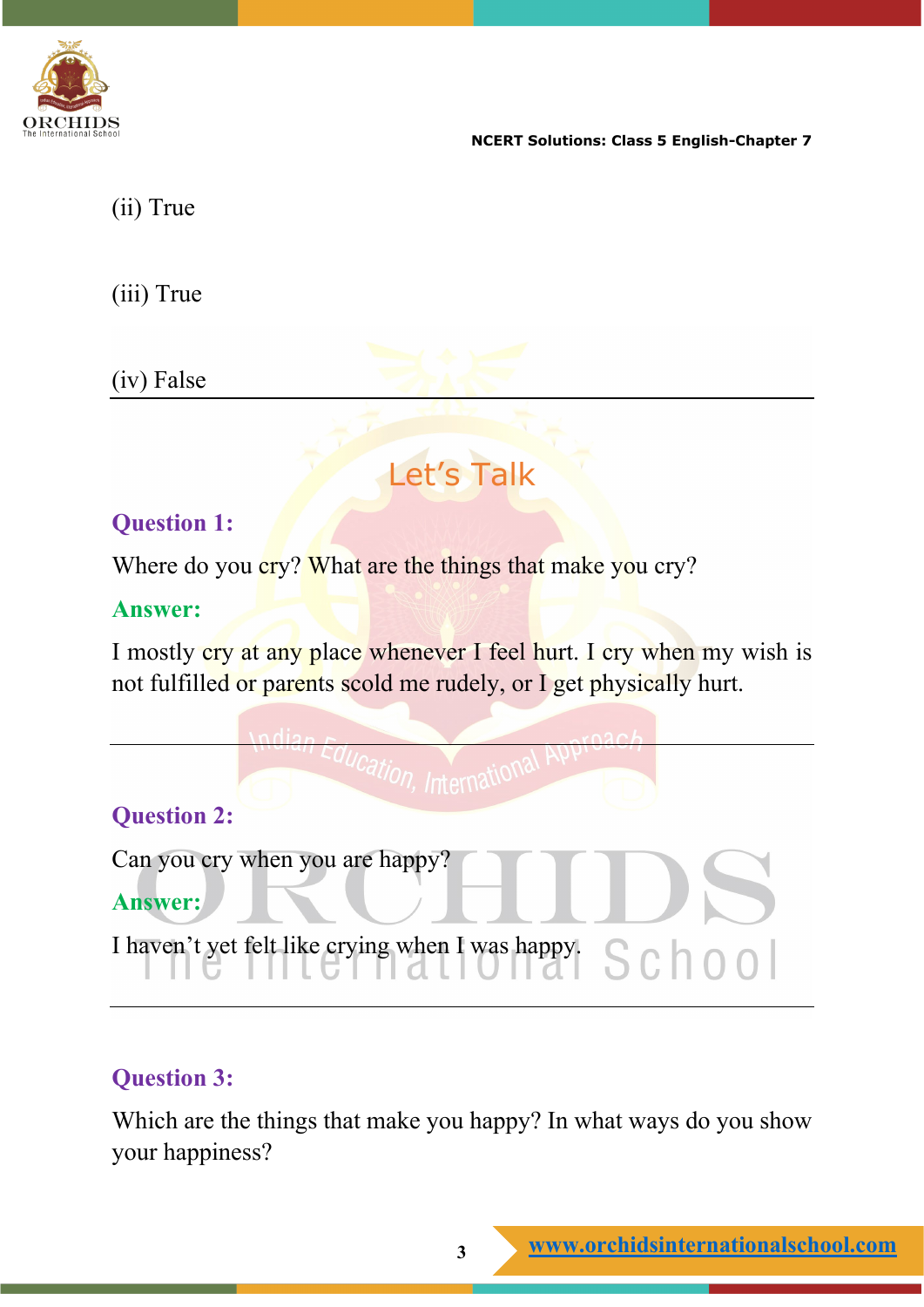(ii) True

(iii) True

(iv) False

---

## Let's Talk

**Question 1:**

Where do you cry? What are the things that make you cry?

**Answer:**

I mostly cry at any place whenever I feel hurt. I cry when my wish is not fulfilled or parents scold me rudely, or I get physically hurt.

---

**Question 2:**

Can you cry when you are happy?

**Answer:**

I haven't yet felt like crying when I was happy.

---

**Question 3:**

Which are the things that make you happy? In what ways do you show your happiness?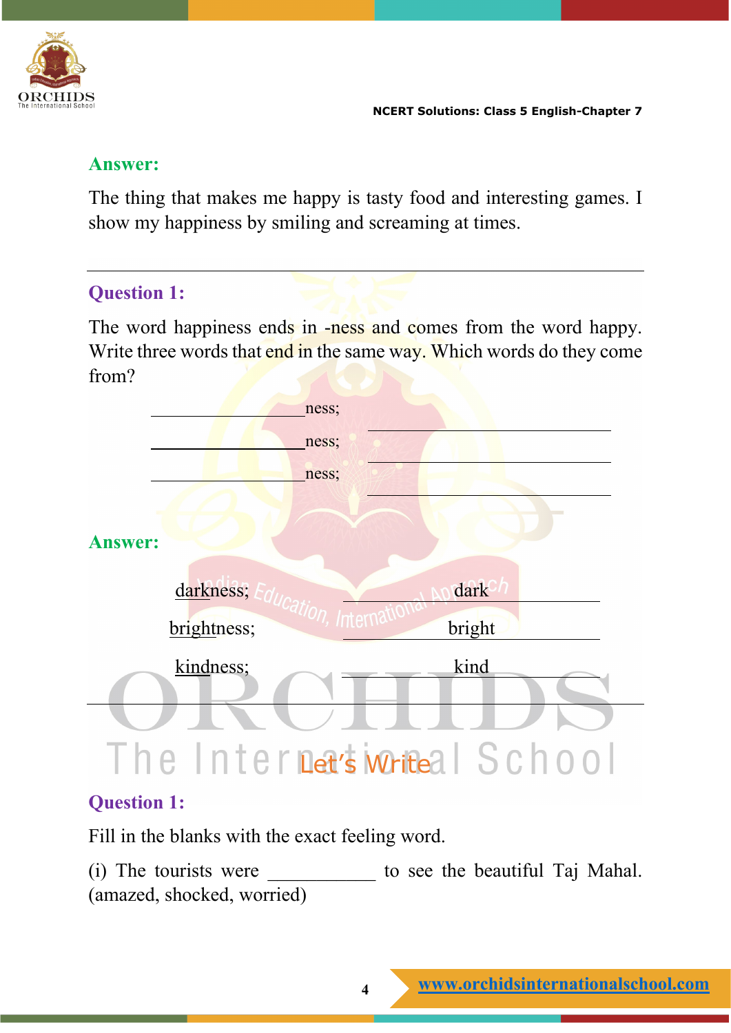**Answer:**

The thing that makes me happy is tasty food and interesting games. I show my happiness by smiling and screaming at times.

---

**Question 1:**

The word happiness ends in -ness and comes from the word happy. Write three words that end in the same way. Which words do they come from?

\_\_\_\_\_\_\_\_\_\_\_\_\_\_ness; \_\_\_\_\_\_\_\_\_\_\_\_\_\_\_\_\_\_\_\_\_\_

\_\_\_\_\_\_\_\_\_\_\_\_\_\_ness; \_\_\_\_\_\_\_\_\_\_\_\_\_\_\_\_\_\_\_\_\_\_

\_\_\_\_\_\_\_\_\_\_\_\_\_\_ness; \_\_\_\_\_\_\_\_\_\_\_\_\_\_\_\_\_\_\_\_\_\_

**Answer:**

darkness; dark

brightness; bright

kindness; kind

---

## Let's Write

**Question 1:**

Fill in the blanks with the exact feeling word.

(i) The tourists were \_\_\_\_\_\_\_\_\_\_\_ to see the beautiful Taj Mahal. (amazed, shocked, worried)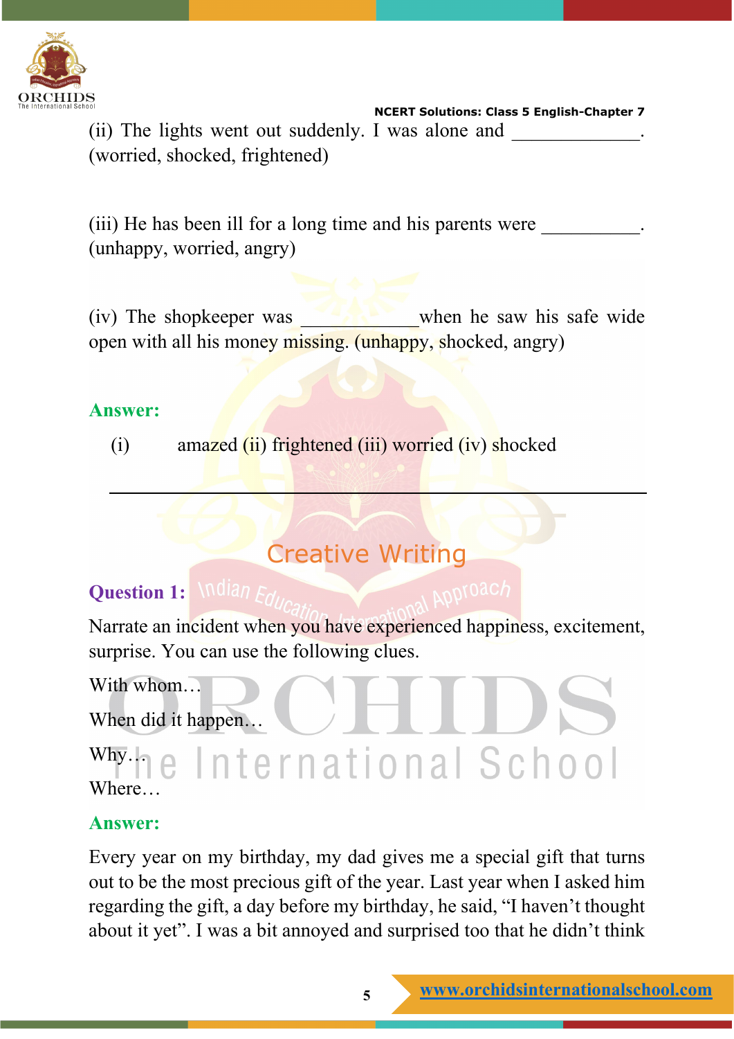(ii) The lights went out suddenly. I was alone and _____________. (worried, shocked, frightened)

(iii) He has been ill for a long time and his parents were __________. (unhappy, worried, angry)

(iv) The shopkeeper was ____________when he saw his safe wide open with all his money missing. (unhappy, shocked, angry)

**Answer:**

(i) amazed (ii) frightened (iii) worried (iv) shocked

---

## Creative Writing

**Question 1:**

Narrate an incident when you have experienced happiness, excitement, surprise. You can use the following clues.

With whom…

When did it happen…

Why…

Where…

**Answer:**

Every year on my birthday, my dad gives me a special gift that turns out to be the most precious gift of the year. Last year when I asked him regarding the gift, a day before my birthday, he said, "I haven't thought about it yet". I was a bit annoyed and surprised too that he didn't think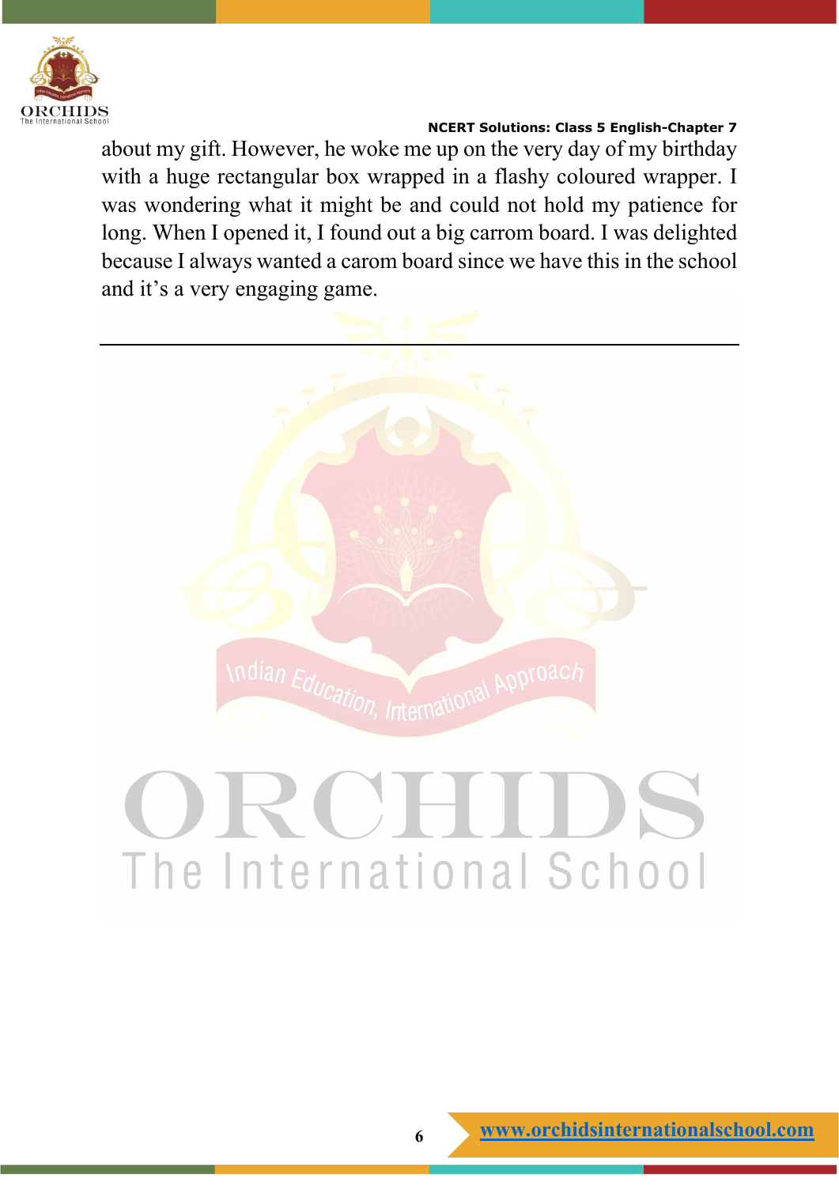about my gift. However, he woke me up on the very day of my birthday with a huge rectangular box wrapped in a flashy coloured wrapper. I was wondering what it might be and could not hold my patience for long. When I opened it, I found out a big carrom board. I was delighted because I always wanted a carom board since we have this in the school and it's a very engaging game.

---